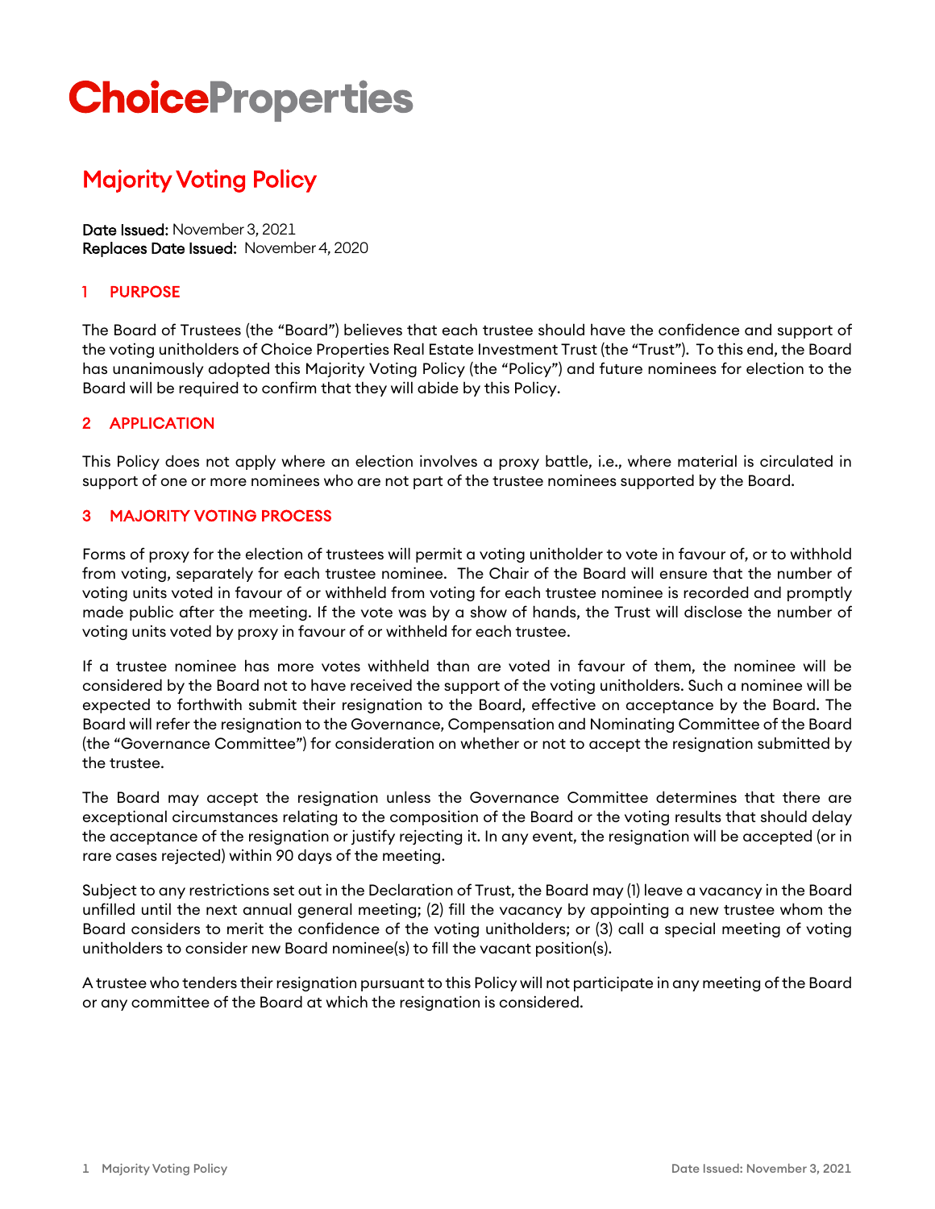# ChoiceProperties

## Majority Voting Policy

**Date Issued:** November 3, 2021
**Replaces Date Issued:** November 4, 2020

### 1 PURPOSE

The Board of Trustees (the "Board") believes that each trustee should have the confidence and support of the voting unitholders of Choice Properties Real Estate Investment Trust (the "Trust"). To this end, the Board has unanimously adopted this Majority Voting Policy (the "Policy") and future nominees for election to the Board will be required to confirm that they will abide by this Policy.

### 2 APPLICATION

This Policy does not apply where an election involves a proxy battle, i.e., where material is circulated in support of one or more nominees who are not part of the trustee nominees supported by the Board.

### 3 MAJORITY VOTING PROCESS

Forms of proxy for the election of trustees will permit a voting unitholder to vote in favour of, or to withhold from voting, separately for each trustee nominee. The Chair of the Board will ensure that the number of voting units voted in favour of or withheld from voting for each trustee nominee is recorded and promptly made public after the meeting. If the vote was by a show of hands, the Trust will disclose the number of voting units voted by proxy in favour of or withheld for each trustee.

If a trustee nominee has more votes withheld than are voted in favour of them, the nominee will be considered by the Board not to have received the support of the voting unitholders. Such a nominee will be expected to forthwith submit their resignation to the Board, effective on acceptance by the Board. The Board will refer the resignation to the Governance, Compensation and Nominating Committee of the Board (the "Governance Committee") for consideration on whether or not to accept the resignation submitted by the trustee.

The Board may accept the resignation unless the Governance Committee determines that there are exceptional circumstances relating to the composition of the Board or the voting results that should delay the acceptance of the resignation or justify rejecting it. In any event, the resignation will be accepted (or in rare cases rejected) within 90 days of the meeting.

Subject to any restrictions set out in the Declaration of Trust, the Board may (1) leave a vacancy in the Board unfilled until the next annual general meeting; (2) fill the vacancy by appointing a new trustee whom the Board considers to merit the confidence of the voting unitholders; or (3) call a special meeting of voting unitholders to consider new Board nominee(s) to fill the vacant position(s).

A trustee who tenders their resignation pursuant to this Policy will not participate in any meeting of the Board or any committee of the Board at which the resignation is considered.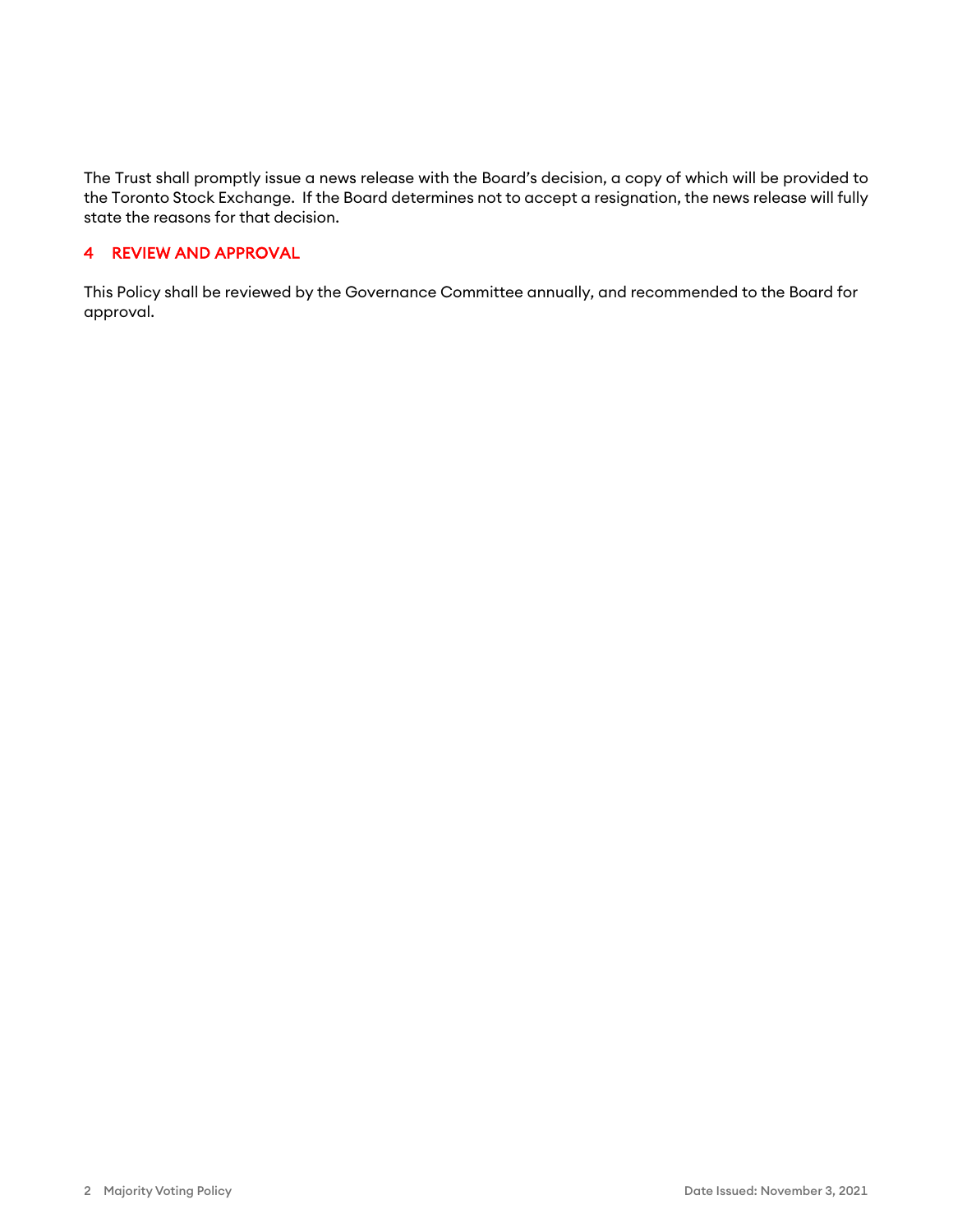The Trust shall promptly issue a news release with the Board's decision, a copy of which will be provided to the Toronto Stock Exchange. If the Board determines not to accept a resignation, the news release will fully state the reasons for that decision.

## 4 REVIEW AND APPROVAL

This Policy shall be reviewed by the Governance Committee annually, and recommended to the Board for approval.